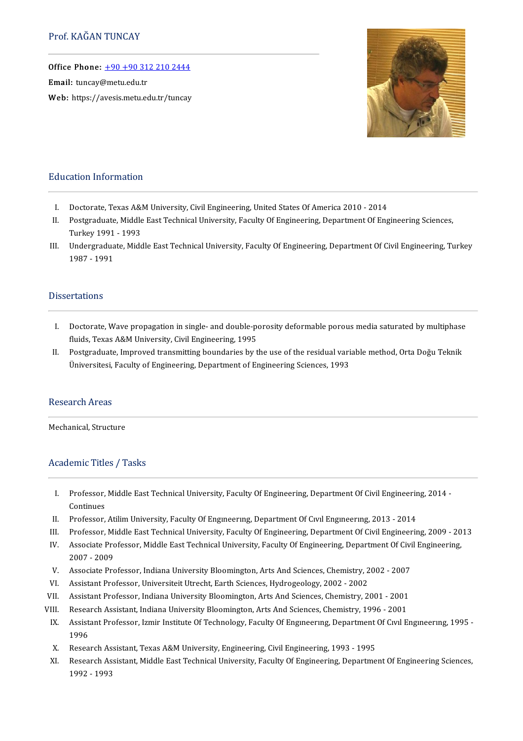# Prof. KAĞAN TUNCAY

**Office Phone:** +90 +90 312 210 2444
**Email:** tuncay@metu.edu.tr
**Web:** https://avesis.metu.edu.tr/tuncay

## Education Information

I. Doctorate, Texas A&M University, Civil Engineering, United States Of America 2010 - 2014
II. Postgraduate, Middle East Technical University, Faculty Of Engineering, Department Of Engineering Sciences, Turkey 1991 - 1993
III. Undergraduate, Middle East Technical University, Faculty Of Engineering, Department Of Civil Engineering, Turkey 1987 - 1991

## Dissertations

I. Doctorate, Wave propagation in single- and double-porosity deformable porous media saturated by multiphase fluids, Texas A&M University, Civil Engineering, 1995
II. Postgraduate, Improved transmitting boundaries by the use of the residual variable method, Orta Doğu Teknik Üniversitesi, Faculty of Engineering, Department of Engineering Sciences, 1993

## Research Areas

Mechanical, Structure

## Academic Titles / Tasks

I. Professor, Middle East Technical University, Faculty Of Engineering, Department Of Civil Engineering, 2014 - Continues
II. Professor, Atilim University, Faculty Of Engıneerıng, Department Of Cıvıl Engıneerıng, 2013 - 2014
III. Professor, Middle East Technical University, Faculty Of Engineering, Department Of Civil Engineering, 2009 - 2013
IV. Associate Professor, Middle East Technical University, Faculty Of Engineering, Department Of Civil Engineering, 2007 - 2009
V. Associate Professor, Indiana University Bloomington, Arts And Sciences, Chemistry, 2002 - 2007
VI. Assistant Professor, Universiteit Utrecht, Earth Sciences, Hydrogeology, 2002 - 2002
VII. Assistant Professor, Indiana University Bloomington, Arts And Sciences, Chemistry, 2001 - 2001
VIII. Research Assistant, Indiana University Bloomington, Arts And Sciences, Chemistry, 1996 - 2001
IX. Assistant Professor, Izmir Institute Of Technology, Faculty Of Engıneerıng, Department Of Cıvıl Engıneerıng, 1995 - 1996
X. Research Assistant, Texas A&M University, Engineering, Civil Engineering, 1993 - 1995
XI. Research Assistant, Middle East Technical University, Faculty Of Engineering, Department Of Engineering Sciences, 1992 - 1993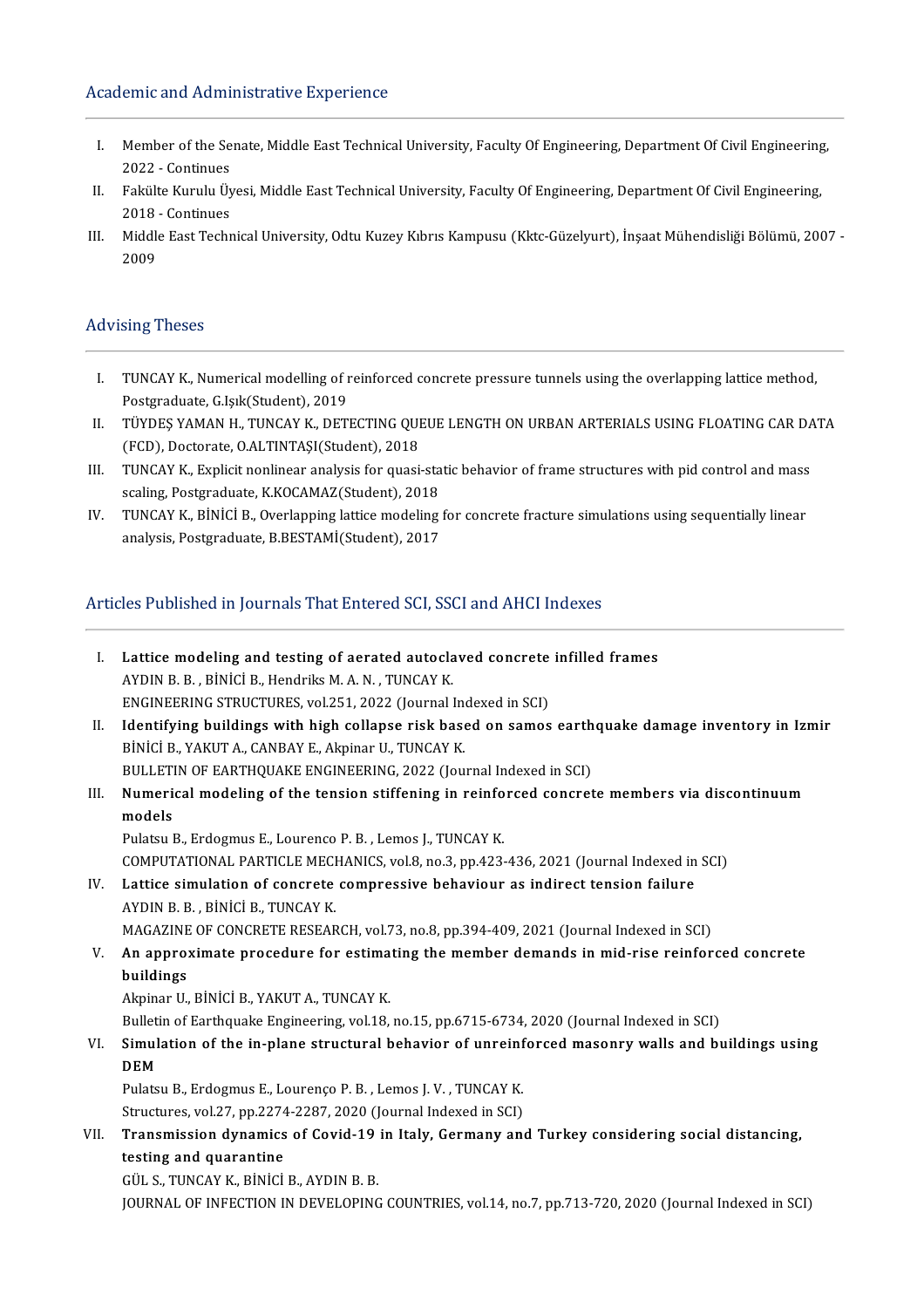## Academic and Administrative Experience

I. Member of the Senate, Middle East Technical University, Faculty Of Engineering, Department Of Civil Engineering, 2022 - Continues
II. Fakülte Kurulu Üyesi, Middle East Technical University, Faculty Of Engineering, Department Of Civil Engineering, 2018 - Continues
III. Middle East Technical University, Odtu Kuzey Kıbrıs Kampusu (Kktc-Güzelyurt), İnşaat Mühendisliği Bölümü, 2007 - 2009

## Advising Theses

I. TUNCAY K., Numerical modelling of reinforced concrete pressure tunnels using the overlapping lattice method, Postgraduate, G.Işık(Student), 2019
II. TÜYDEŞ YAMAN H., TUNCAY K., DETECTING QUEUE LENGTH ON URBAN ARTERIALS USING FLOATING CAR DATA (FCD), Doctorate, O.ALTINTAŞI(Student), 2018
III. TUNCAY K., Explicit nonlinear analysis for quasi-static behavior of frame structures with pid control and mass scaling, Postgraduate, K.KOCAMAZ(Student), 2018
IV. TUNCAY K., BİNİCİ B., Overlapping lattice modeling for concrete fracture simulations using sequentially linear analysis, Postgraduate, B.BESTAMİ(Student), 2017

## Articles Published in Journals That Entered SCI, SSCI and AHCI Indexes

I. **Lattice modeling and testing of aerated autoclaved concrete infilled frames**
AYDIN B. B. , BİNİCİ B., Hendriks M. A. N. , TUNCAY K.
ENGINEERING STRUCTURES, vol.251, 2022 (Journal Indexed in SCI)
II. **Identifying buildings with high collapse risk based on samos earthquake damage inventory in Izmir**
BİNİCİ B., YAKUT A., CANBAY E., Akpinar U., TUNCAY K.
BULLETIN OF EARTHQUAKE ENGINEERING, 2022 (Journal Indexed in SCI)
III. **Numerical modeling of the tension stiffening in reinforced concrete members via discontinuum models**
Pulatsu B., Erdogmus E., Lourenco P. B. , Lemos J., TUNCAY K.
COMPUTATIONAL PARTICLE MECHANICS, vol.8, no.3, pp.423-436, 2021 (Journal Indexed in SCI)
IV. **Lattice simulation of concrete compressive behaviour as indirect tension failure**
AYDIN B. B. , BİNİCİ B., TUNCAY K.
MAGAZINE OF CONCRETE RESEARCH, vol.73, no.8, pp.394-409, 2021 (Journal Indexed in SCI)
V. **An approximate procedure for estimating the member demands in mid-rise reinforced concrete buildings**
Akpinar U., BİNİCİ B., YAKUT A., TUNCAY K.
Bulletin of Earthquake Engineering, vol.18, no.15, pp.6715-6734, 2020 (Journal Indexed in SCI)
VI. **Simulation of the in-plane structural behavior of unreinforced masonry walls and buildings using DEM**
Pulatsu B., Erdogmus E., Lourenço P. B. , Lemos J. V. , TUNCAY K.
Structures, vol.27, pp.2274-2287, 2020 (Journal Indexed in SCI)
VII. **Transmission dynamics of Covid-19 in Italy, Germany and Turkey considering social distancing, testing and quarantine**
GÜL S., TUNCAY K., BİNİCİ B., AYDIN B. B.
JOURNAL OF INFECTION IN DEVELOPING COUNTRIES, vol.14, no.7, pp.713-720, 2020 (Journal Indexed in SCI)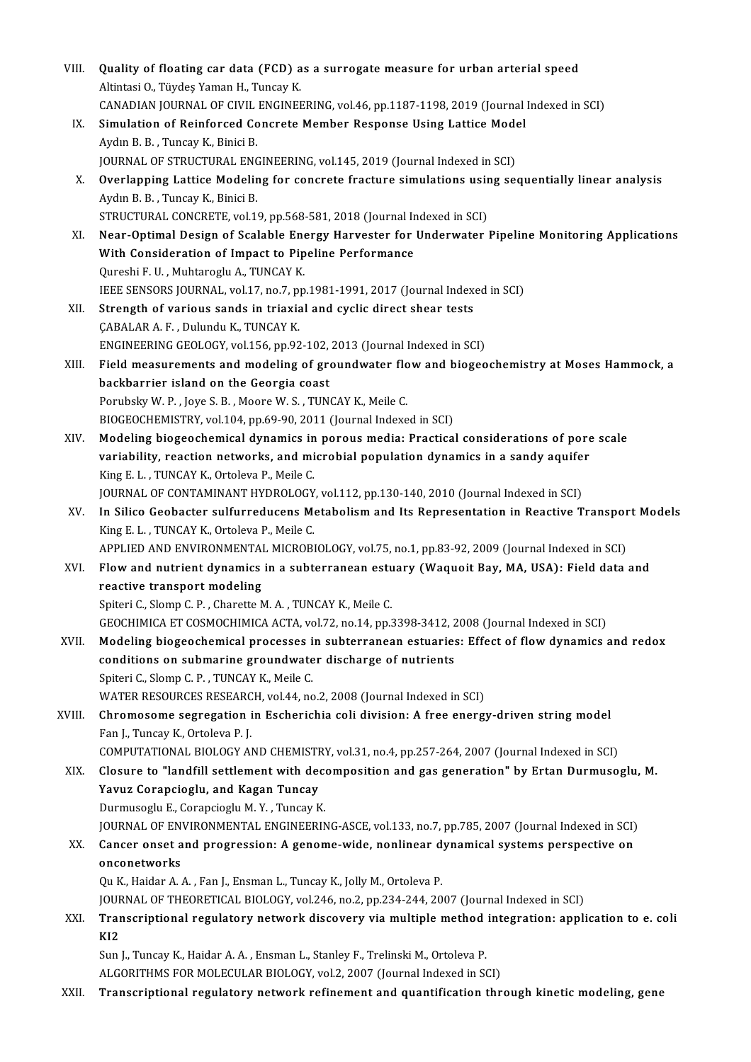VIII. **Quality of floating car data (FCD) as a surrogate measure for urban arterial speed**
Altintasi O., Tüydeş Yaman H., Tuncay K.
CANADIAN JOURNAL OF CIVIL ENGINEERING, vol.46, pp.1187-1198, 2019 (Journal Indexed in SCI)

IX. **Simulation of Reinforced Concrete Member Response Using Lattice Model**
Aydın B. B. , Tuncay K., Binici B.
JOURNAL OF STRUCTURAL ENGINEERING, vol.145, 2019 (Journal Indexed in SCI)

X. **Overlapping Lattice Modeling for concrete fracture simulations using sequentially linear analysis**
Aydın B. B. , Tuncay K., Binici B.
STRUCTURAL CONCRETE, vol.19, pp.568-581, 2018 (Journal Indexed in SCI)

XI. **Near-Optimal Design of Scalable Energy Harvester for Underwater Pipeline Monitoring Applications With Consideration of Impact to Pipeline Performance**
Qureshi F. U. , Muhtaroglu A., TUNCAY K.
IEEE SENSORS JOURNAL, vol.17, no.7, pp.1981-1991, 2017 (Journal Indexed in SCI)

XII. **Strength of various sands in triaxial and cyclic direct shear tests**
ÇABALAR A. F. , Dulundu K., TUNCAY K.
ENGINEERING GEOLOGY, vol.156, pp.92-102, 2013 (Journal Indexed in SCI)

XIII. **Field measurements and modeling of groundwater flow and biogeochemistry at Moses Hammock, a backbarrier island on the Georgia coast**
Porubsky W. P. , Joye S. B. , Moore W. S. , TUNCAY K., Meile C.
BIOGEOCHEMISTRY, vol.104, pp.69-90, 2011 (Journal Indexed in SCI)

XIV. **Modeling biogeochemical dynamics in porous media: Practical considerations of pore scale variability, reaction networks, and microbial population dynamics in a sandy aquifer**
King E. L. , TUNCAY K., Ortoleva P., Meile C.
JOURNAL OF CONTAMINANT HYDROLOGY, vol.112, pp.130-140, 2010 (Journal Indexed in SCI)

XV. **In Silico Geobacter sulfurreducens Metabolism and Its Representation in Reactive Transport Models**
King E. L. , TUNCAY K., Ortoleva P., Meile C.
APPLIED AND ENVIRONMENTAL MICROBIOLOGY, vol.75, no.1, pp.83-92, 2009 (Journal Indexed in SCI)

XVI. **Flow and nutrient dynamics in a subterranean estuary (Waquoit Bay, MA, USA): Field data and reactive transport modeling**
Spiteri C., Slomp C. P. , Charette M. A. , TUNCAY K., Meile C.
GEOCHIMICA ET COSMOCHIMICA ACTA, vol.72, no.14, pp.3398-3412, 2008 (Journal Indexed in SCI)

XVII. **Modeling biogeochemical processes in subterranean estuaries: Effect of flow dynamics and redox conditions on submarine groundwater discharge of nutrients**
Spiteri C., Slomp C. P. , TUNCAY K., Meile C.
WATER RESOURCES RESEARCH, vol.44, no.2, 2008 (Journal Indexed in SCI)

XVIII. **Chromosome segregation in Escherichia coli division: A free energy-driven string model**
Fan J., Tuncay K., Ortoleva P. J.
COMPUTATIONAL BIOLOGY AND CHEMISTRY, vol.31, no.4, pp.257-264, 2007 (Journal Indexed in SCI)

XIX. **Closure to "landfill settlement with decomposition and gas generation" by Ertan Durmusoglu, M. Yavuz Corapcioglu, and Kagan Tuncay**
Durmusoglu E., Corapcioglu M. Y. , Tuncay K.
JOURNAL OF ENVIRONMENTAL ENGINEERING-ASCE, vol.133, no.7, pp.785, 2007 (Journal Indexed in SCI)

XX. **Cancer onset and progression: A genome-wide, nonlinear dynamical systems perspective on onconetworks**
Qu K., Haidar A. A. , Fan J., Ensman L., Tuncay K., Jolly M., Ortoleva P.
JOURNAL OF THEORETICAL BIOLOGY, vol.246, no.2, pp.234-244, 2007 (Journal Indexed in SCI)

XXI. **Transcriptional regulatory network discovery via multiple method integration: application to e. coli K12**
Sun J., Tuncay K., Haidar A. A. , Ensman L., Stanley F., Trelinski M., Ortoleva P.
ALGORITHMS FOR MOLECULAR BIOLOGY, vol.2, 2007 (Journal Indexed in SCI)

XXII. **Transcriptional regulatory network refinement and quantification through kinetic modeling, gene**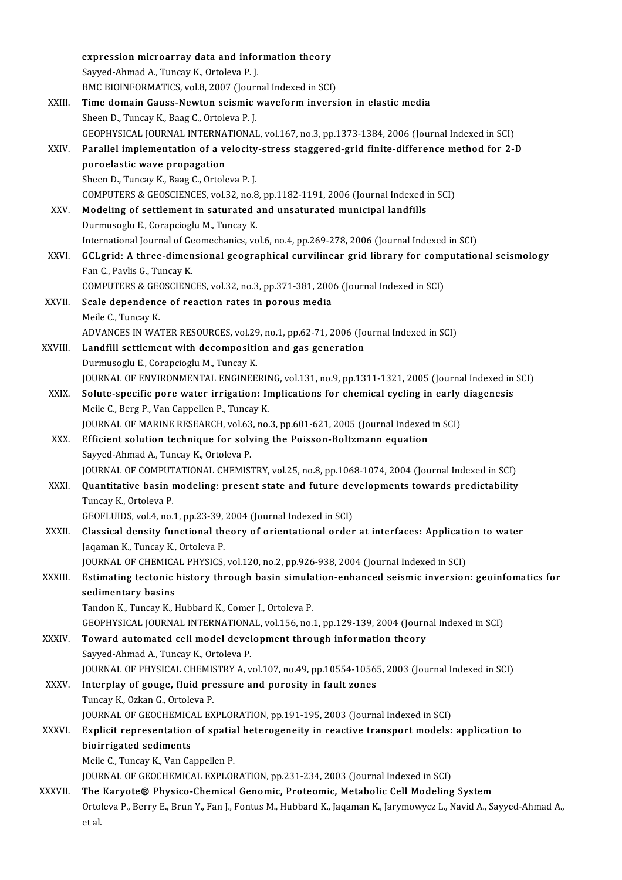expression microarray data and information theory
Sayyed-Ahmad A., Tuncay K., Ortoleva P. J.
BMC BIOINFORMATICS, vol.8, 2007 (Journal Indexed in SCI)

XXIII. **Time domain Gauss-Newton seismic waveform inversion in elastic media**
Sheen D., Tuncay K., Baag C., Ortoleva P. J.
GEOPHYSICAL JOURNAL INTERNATIONAL, vol.167, no.3, pp.1373-1384, 2006 (Journal Indexed in SCI)

XXIV. **Parallel implementation of a velocity-stress staggered-grid finite-difference method for 2-D poroelastic wave propagation**
Sheen D., Tuncay K., Baag C., Ortoleva P. J.
COMPUTERS & GEOSCIENCES, vol.32, no.8, pp.1182-1191, 2006 (Journal Indexed in SCI)

XXV. **Modeling of settlement in saturated and unsaturated municipal landfills**
Durmusoglu E., Corapcioglu M., Tuncay K.
International Journal of Geomechanics, vol.6, no.4, pp.269-278, 2006 (Journal Indexed in SCI)

XXVI. **GCLgrid: A three-dimensional geographical curvilinear grid library for computational seismology**
Fan C., Pavlis G., Tuncay K.
COMPUTERS & GEOSCIENCES, vol.32, no.3, pp.371-381, 2006 (Journal Indexed in SCI)

XXVII. **Scale dependence of reaction rates in porous media**
Meile C., Tuncay K.
ADVANCES IN WATER RESOURCES, vol.29, no.1, pp.62-71, 2006 (Journal Indexed in SCI)

XXVIII. **Landfill settlement with decomposition and gas generation**
Durmusoglu E., Corapcioglu M., Tuncay K.
JOURNAL OF ENVIRONMENTAL ENGINEERING, vol.131, no.9, pp.1311-1321, 2005 (Journal Indexed in SCI)

XXIX. **Solute-specific pore water irrigation: Implications for chemical cycling in early diagenesis**
Meile C., Berg P., Van Cappellen P., Tuncay K.
JOURNAL OF MARINE RESEARCH, vol.63, no.3, pp.601-621, 2005 (Journal Indexed in SCI)

XXX. **Efficient solution technique for solving the Poisson-Boltzmann equation**
Sayyed-Ahmad A., Tuncay K., Ortoleva P.
JOURNAL OF COMPUTATIONAL CHEMISTRY, vol.25, no.8, pp.1068-1074, 2004 (Journal Indexed in SCI)

XXXI. **Quantitative basin modeling: present state and future developments towards predictability**
Tuncay K., Ortoleva P.
GEOFLUIDS, vol.4, no.1, pp.23-39, 2004 (Journal Indexed in SCI)

XXXII. **Classical density functional theory of orientational order at interfaces: Application to water**
Jaqaman K., Tuncay K., Ortoleva P.
JOURNAL OF CHEMICAL PHYSICS, vol.120, no.2, pp.926-938, 2004 (Journal Indexed in SCI)

XXXIII. **Estimating tectonic history through basin simulation-enhanced seismic inversion: geoinfomatics for sedimentary basins**
Tandon K., Tuncay K., Hubbard K., Comer J., Ortoleva P.
GEOPHYSICAL JOURNAL INTERNATIONAL, vol.156, no.1, pp.129-139, 2004 (Journal Indexed in SCI)

XXXIV. **Toward automated cell model development through information theory**
Sayyed-Ahmad A., Tuncay K., Ortoleva P.
JOURNAL OF PHYSICAL CHEMISTRY A, vol.107, no.49, pp.10554-10565, 2003 (Journal Indexed in SCI)

XXXV. **Interplay of gouge, fluid pressure and porosity in fault zones**
Tuncay K., Ozkan G., Ortoleva P.
JOURNAL OF GEOCHEMICAL EXPLORATION, pp.191-195, 2003 (Journal Indexed in SCI)

XXXVI. **Explicit representation of spatial heterogeneity in reactive transport models: application to bioirrigated sediments**
Meile C., Tuncay K., Van Cappellen P.
JOURNAL OF GEOCHEMICAL EXPLORATION, pp.231-234, 2003 (Journal Indexed in SCI)

XXXVII. **The Karyote® Physico-Chemical Genomic, Proteomic, Metabolic Cell Modeling System**
Ortoleva P., Berry E., Brun Y., Fan J., Fontus M., Hubbard K., Jaqaman K., Jarymowycz L., Navid A., Sayyed-Ahmad A., et al.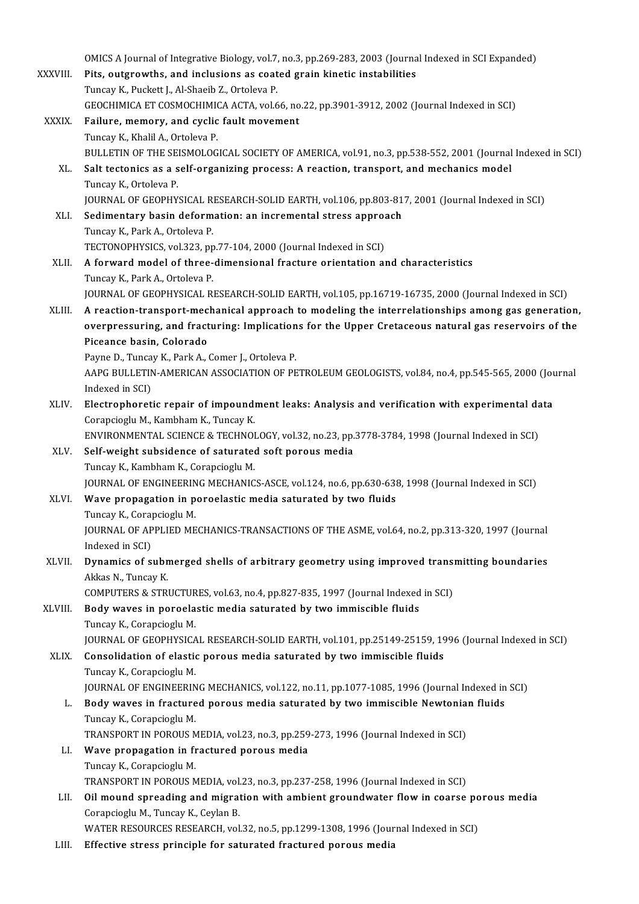OMICS A Journal of Integrative Biology, vol.7, no.3, pp.269-283, 2003 (Journal Indexed in SCI Expanded)

XXXVIII. **Pits, outgrowths, and inclusions as coated grain kinetic instabilities**
Tuncay K., Puckett J., Al-Shaeib Z., Ortoleva P.
GEOCHIMICA ET COSMOCHIMICA ACTA, vol.66, no.22, pp.3901-3912, 2002 (Journal Indexed in SCI)

XXXIX. **Failure, memory, and cyclic fault movement**
Tuncay K., Khalil A., Ortoleva P.
BULLETIN OF THE SEISMOLOGICAL SOCIETY OF AMERICA, vol.91, no.3, pp.538-552, 2001 (Journal Indexed in SCI)

XL. **Salt tectonics as a self-organizing process: A reaction, transport, and mechanics model**
Tuncay K., Ortoleva P.
JOURNAL OF GEOPHYSICAL RESEARCH-SOLID EARTH, vol.106, pp.803-817, 2001 (Journal Indexed in SCI)

XLI. **Sedimentary basin deformation: an incremental stress approach**
Tuncay K., Park A., Ortoleva P.
TECTONOPHYSICS, vol.323, pp.77-104, 2000 (Journal Indexed in SCI)

XLII. **A forward model of three-dimensional fracture orientation and characteristics**
Tuncay K., Park A., Ortoleva P.
JOURNAL OF GEOPHYSICAL RESEARCH-SOLID EARTH, vol.105, pp.16719-16735, 2000 (Journal Indexed in SCI)

XLIII. **A reaction-transport-mechanical approach to modeling the interrelationships among gas generation, overpressuring, and fracturing: Implications for the Upper Cretaceous natural gas reservoirs of the Piceance basin, Colorado**
Payne D., Tuncay K., Park A., Comer J., Ortoleva P.
AAPG BULLETIN-AMERICAN ASSOCIATION OF PETROLEUM GEOLOGISTS, vol.84, no.4, pp.545-565, 2000 (Journal Indexed in SCI)

XLIV. **Electrophoretic repair of impoundment leaks: Analysis and verification with experimental data**
Corapcioglu M., Kambham K., Tuncay K.
ENVIRONMENTAL SCIENCE & TECHNOLOGY, vol.32, no.23, pp.3778-3784, 1998 (Journal Indexed in SCI)

XLV. **Self-weight subsidence of saturated soft porous media**
Tuncay K., Kambham K., Corapcioglu M.
JOURNAL OF ENGINEERING MECHANICS-ASCE, vol.124, no.6, pp.630-638, 1998 (Journal Indexed in SCI)

XLVI. **Wave propagation in poroelastic media saturated by two fluids**
Tuncay K., Corapcioglu M.
JOURNAL OF APPLIED MECHANICS-TRANSACTIONS OF THE ASME, vol.64, no.2, pp.313-320, 1997 (Journal Indexed in SCI)

XLVII. **Dynamics of submerged shells of arbitrary geometry using improved transmitting boundaries**
Akkas N., Tuncay K.
COMPUTERS & STRUCTURES, vol.63, no.4, pp.827-835, 1997 (Journal Indexed in SCI)

XLVIII. **Body waves in poroelastic media saturated by two immiscible fluids**
Tuncay K., Corapcioglu M.
JOURNAL OF GEOPHYSICAL RESEARCH-SOLID EARTH, vol.101, pp.25149-25159, 1996 (Journal Indexed in SCI)

XLIX. **Consolidation of elastic porous media saturated by two immiscible fluids**
Tuncay K., Corapcioglu M.
JOURNAL OF ENGINEERING MECHANICS, vol.122, no.11, pp.1077-1085, 1996 (Journal Indexed in SCI)

L. **Body waves in fractured porous media saturated by two immiscible Newtonian fluids**
Tuncay K., Corapcioglu M.
TRANSPORT IN POROUS MEDIA, vol.23, no.3, pp.259-273, 1996 (Journal Indexed in SCI)

LI. **Wave propagation in fractured porous media**
Tuncay K., Corapcioglu M.
TRANSPORT IN POROUS MEDIA, vol.23, no.3, pp.237-258, 1996 (Journal Indexed in SCI)

LII. **Oil mound spreading and migration with ambient groundwater flow in coarse porous media**
Corapcioglu M., Tuncay K., Ceylan B.
WATER RESOURCES RESEARCH, vol.32, no.5, pp.1299-1308, 1996 (Journal Indexed in SCI)

LIII. **Effective stress principle for saturated fractured porous media**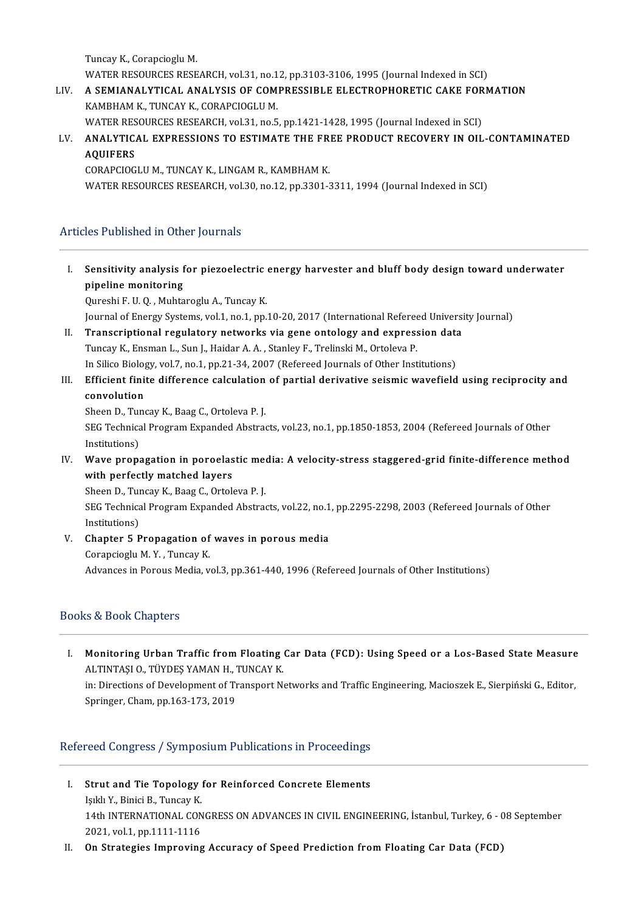Tuncay K., Corapcioglu M.
WATER RESOURCES RESEARCH, vol.31, no.12, pp.3103-3106, 1995 (Journal Indexed in SCI)

LIV. **A SEMIANALYTICAL ANALYSIS OF COMPRESSIBLE ELECTROPHORETIC CAKE FORMATION**
KAMBHAM K., TUNCAY K., CORAPCIOGLU M.
WATER RESOURCES RESEARCH, vol.31, no.5, pp.1421-1428, 1995 (Journal Indexed in SCI)

LV. **ANALYTICAL EXPRESSIONS TO ESTIMATE THE FREE PRODUCT RECOVERY IN OIL-CONTAMINATED AQUIFERS**
CORAPCIOGLU M., TUNCAY K., LINGAM R., KAMBHAM K.
WATER RESOURCES RESEARCH, vol.30, no.12, pp.3301-3311, 1994 (Journal Indexed in SCI)

## Articles Published in Other Journals

I. **Sensitivity analysis for piezoelectric energy harvester and bluff body design toward underwater pipeline monitoring**
Qureshi F. U. Q. , Muhtaroglu A., Tuncay K.
Journal of Energy Systems, vol.1, no.1, pp.10-20, 2017 (International Refereed University Journal)

II. **Transcriptional regulatory networks via gene ontology and expression data**
Tuncay K., Ensman L., Sun J., Haidar A. A. , Stanley F., Trelinski M., Ortoleva P.
In Silico Biology, vol.7, no.1, pp.21-34, 2007 (Refereed Journals of Other Institutions)

III. **Efficient finite difference calculation of partial derivative seismic wavefield using reciprocity and convolution**
Sheen D., Tuncay K., Baag C., Ortoleva P. J.
SEG Technical Program Expanded Abstracts, vol.23, no.1, pp.1850-1853, 2004 (Refereed Journals of Other Institutions)

IV. **Wave propagation in poroelastic media: A velocity-stress staggered-grid finite-difference method with perfectly matched layers**
Sheen D., Tuncay K., Baag C., Ortoleva P. J.
SEG Technical Program Expanded Abstracts, vol.22, no.1, pp.2295-2298, 2003 (Refereed Journals of Other Institutions)

V. **Chapter 5 Propagation of waves in porous media**
Corapcioglu M. Y. , Tuncay K.
Advances in Porous Media, vol.3, pp.361-440, 1996 (Refereed Journals of Other Institutions)

## Books & Book Chapters

I. **Monitoring Urban Traffic from Floating Car Data (FCD): Using Speed or a Los-Based State Measure**
ALTINTAŞI O., TÜYDEŞ YAMAN H., TUNCAY K.
in: Directions of Development of Transport Networks and Traffic Engineering, Macioszek E., Sierpiński G., Editor, Springer, Cham, pp.163-173, 2019

## Refereed Congress / Symposium Publications in Proceedings

I. **Strut and Tie Topology for Reinforced Concrete Elements**
Işıklı Y., Binici B., Tuncay K.
14th INTERNATIONAL CONGRESS ON ADVANCES IN CIVIL ENGINEERING, İstanbul, Turkey, 6 - 08 September 2021, vol.1, pp.1111-1116

II. **On Strategies Improving Accuracy of Speed Prediction from Floating Car Data (FCD)**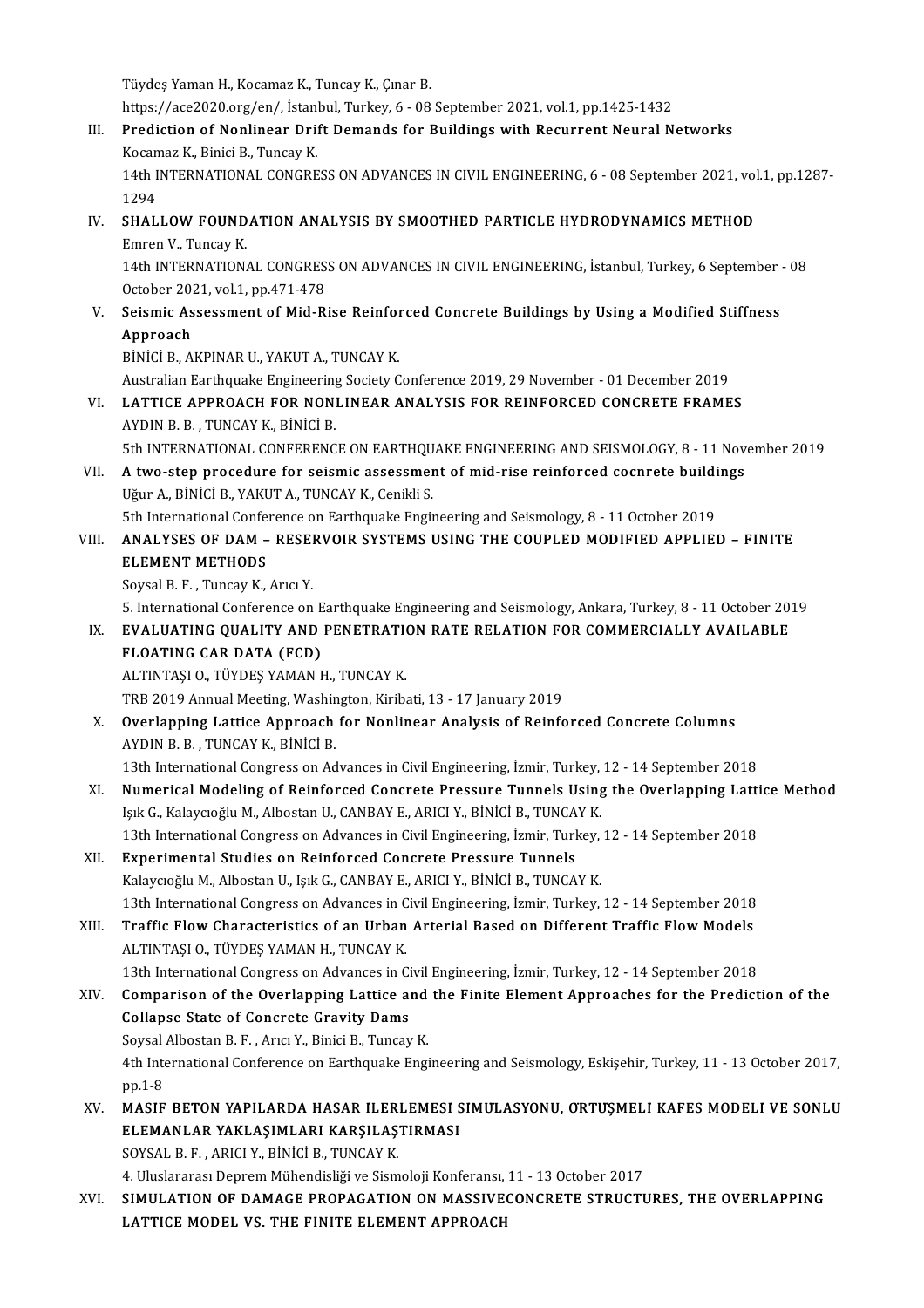Tüydeş Yaman H., Kocamaz K., Tuncay K., Çınar B.
https://ace2020.org/en/, İstanbul, Turkey, 6 - 08 September 2021, vol.1, pp.1425-1432

III. **Prediction of Nonlinear Drift Demands for Buildings with Recurrent Neural Networks**
Kocamaz K., Binici B., Tuncay K.
14th INTERNATIONAL CONGRESS ON ADVANCES IN CIVIL ENGINEERING, 6 - 08 September 2021, vol.1, pp.1287-1294

IV. **SHALLOW FOUNDATION ANALYSIS BY SMOOTHED PARTICLE HYDRODYNAMICS METHOD**
Emren V., Tuncay K.
14th INTERNATIONAL CONGRESS ON ADVANCES IN CIVIL ENGINEERING, İstanbul, Turkey, 6 September - 08 October 2021, vol.1, pp.471-478

V. **Seismic Assessment of Mid-Rise Reinforced Concrete Buildings by Using a Modified Stiffness Approach**
BİNİCİ B., AKPINAR U., YAKUT A., TUNCAY K.
Australian Earthquake Engineering Society Conference 2019, 29 November - 01 December 2019

VI. **LATTICE APPROACH FOR NONLINEAR ANALYSIS FOR REINFORCED CONCRETE FRAMES**
AYDIN B. B. , TUNCAY K., BİNİCİ B.
5th INTERNATIONAL CONFERENCE ON EARTHQUAKE ENGINEERING AND SEISMOLOGY, 8 - 11 November 2019

VII. **A two-step procedure for seismic assessment of mid-rise reinforced cocnrete buildings**
Uğur A., BİNİCİ B., YAKUT A., TUNCAY K., Cenikli S.
5th International Conference on Earthquake Engineering and Seismology, 8 - 11 October 2019

VIII. **ANALYSES OF DAM – RESERVOIR SYSTEMS USING THE COUPLED MODIFIED APPLIED – FINITE ELEMENT METHODS**
Soysal B. F. , Tuncay K., Arıcı Y.
5. International Conference on Earthquake Engineering and Seismology, Ankara, Turkey, 8 - 11 October 2019

IX. **EVALUATING QUALITY AND PENETRATION RATE RELATION FOR COMMERCIALLY AVAILABLE FLOATING CAR DATA (FCD)**
ALTINTAŞI O., TÜYDEŞ YAMAN H., TUNCAY K.
TRB 2019 Annual Meeting, Washington, Kiribati, 13 - 17 January 2019

X. **Overlapping Lattice Approach for Nonlinear Analysis of Reinforced Concrete Columns**
AYDIN B. B. , TUNCAY K., BİNİCİ B.
13th International Congress on Advances in Civil Engineering, İzmir, Turkey, 12 - 14 September 2018

XI. **Numerical Modeling of Reinforced Concrete Pressure Tunnels Using the Overlapping Lattice Method**
Işık G., Kalaycıoğlu M., Albostan U., CANBAY E., ARICI Y., BİNİCİ B., TUNCAY K.
13th International Congress on Advances in Civil Engineering, İzmir, Turkey, 12 - 14 September 2018

XII. **Experimental Studies on Reinforced Concrete Pressure Tunnels**
Kalaycıoğlu M., Albostan U., Işık G., CANBAY E., ARICI Y., BİNİCİ B., TUNCAY K.
13th International Congress on Advances in Civil Engineering, İzmir, Turkey, 12 - 14 September 2018

XIII. **Traffic Flow Characteristics of an Urban Arterial Based on Different Traffic Flow Models**
ALTINTAŞI O., TÜYDEŞ YAMAN H., TUNCAY K.
13th International Congress on Advances in Civil Engineering, İzmir, Turkey, 12 - 14 September 2018

XIV. **Comparison of the Overlapping Lattice and the Finite Element Approaches for the Prediction of the Collapse State of Concrete Gravity Dams**
Soysal Albostan B. F. , Arıcı Y., Binici B., Tuncay K.
4th International Conference on Earthquake Engineering and Seismology, Eskişehir, Turkey, 11 - 13 October 2017, pp.1-8

XV. **MASIF BETON YAPILARDA HASAR ILERLEMESI SIMULASYONU, ORTUŞMELI KAFES MODELI VE SONLU ELEMANLAR YAKLAŞIMLARI KARŞILAŞTIRMASI**
SOYSAL B. F. , ARICI Y., BİNİCİ B., TUNCAY K.
4. Uluslararası Deprem Mühendisliği ve Sismoloji Konferansı, 11 - 13 October 2017

XVI. **SIMULATION OF DAMAGE PROPAGATION ON MASSIVECONCRETE STRUCTURES, THE OVERLAPPING LATTICE MODEL VS. THE FINITE ELEMENT APPROACH**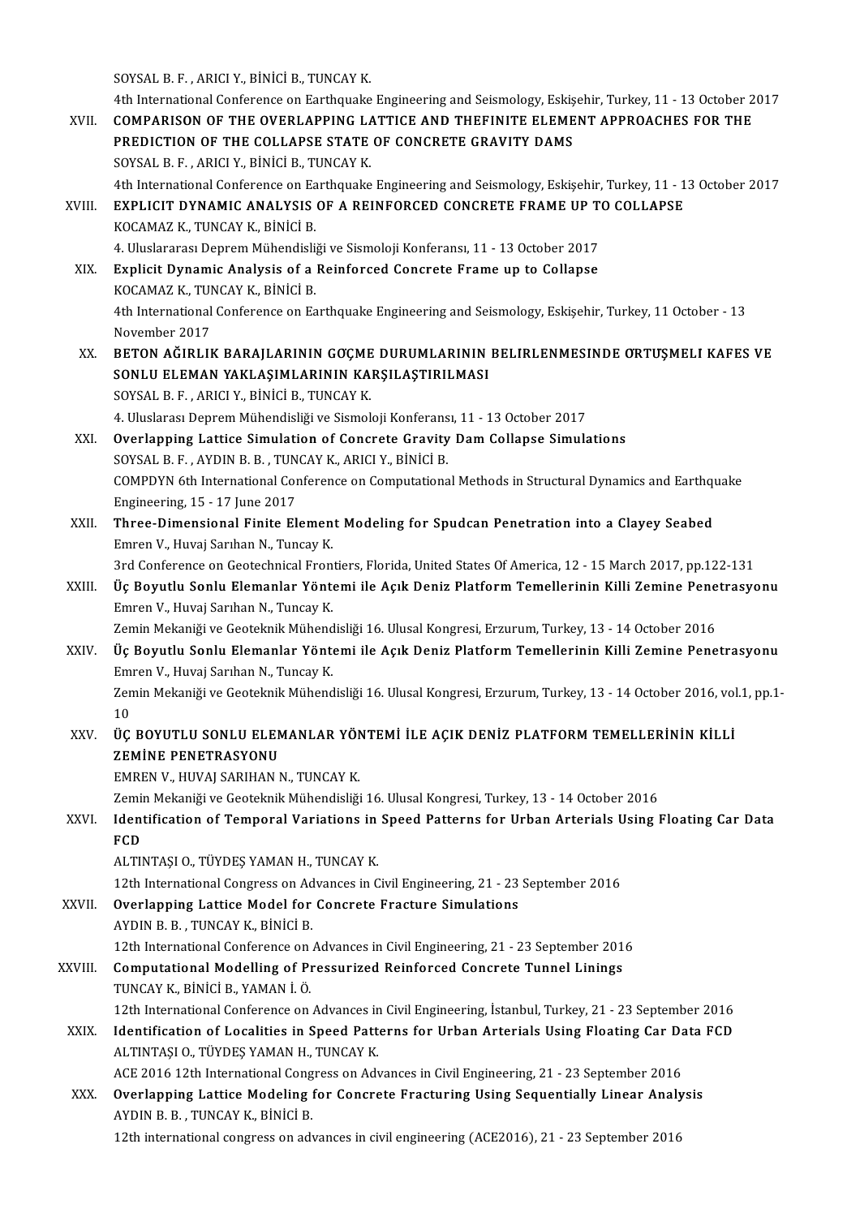SOYSAL B. F. , ARICI Y., BİNİCİ B., TUNCAY K.

4th International Conference on Earthquake Engineering and Seismology, Eskişehir, Turkey, 11 - 13 October 2017

XVII. **COMPARISON OF THE OVERLAPPING LATTICE AND THEFINITE ELEMENT APPROACHES FOR THE PREDICTION OF THE COLLAPSE STATE OF CONCRETE GRAVITY DAMS**
SOYSAL B. F. , ARICI Y., BİNİCİ B., TUNCAY K.
4th International Conference on Earthquake Engineering and Seismology, Eskişehir, Turkey, 11 - 13 October 2017

XVIII. **EXPLICIT DYNAMIC ANALYSIS OF A REINFORCED CONCRETE FRAME UP TO COLLAPSE**
KOCAMAZ K., TUNCAY K., BİNİCİ B.
4. Uluslararası Deprem Mühendisliği ve Sismoloji Konferansı, 11 - 13 October 2017

XIX. **Explicit Dynamic Analysis of a Reinforced Concrete Frame up to Collapse**
KOCAMAZ K., TUNCAY K., BİNİCİ B.
4th International Conference on Earthquake Engineering and Seismology, Eskişehir, Turkey, 11 October - 13 November 2017

XX. **BETON AĞIRLIK BARAJLARININ GOÇME DURUMLARININ BELIRLENMESINDE ORTUŞMELI KAFES VE SONLU ELEMAN YAKLAŞIMLARININ KARŞILAŞTIRILMASI**
SOYSAL B. F. , ARICI Y., BİNİCİ B., TUNCAY K.
4. Uluslarası Deprem Mühendisliği ve Sismoloji Konferansı, 11 - 13 October 2017

XXI. **Overlapping Lattice Simulation of Concrete Gravity Dam Collapse Simulations**
SOYSAL B. F. , AYDIN B. B. , TUNCAY K., ARICI Y., BİNİCİ B.
COMPDYN 6th International Conference on Computational Methods in Structural Dynamics and Earthquake Engineering, 15 - 17 June 2017

XXII. **Three-Dimensional Finite Element Modeling for Spudcan Penetration into a Clayey Seabed**
Emren V., Huvaj Sarıhan N., Tuncay K.
3rd Conference on Geotechnical Frontiers, Florida, United States Of America, 12 - 15 March 2017, pp.122-131

XXIII. **Üç Boyutlu Sonlu Elemanlar Yöntemi ile Açık Deniz Platform Temellerinin Killi Zemine Penetrasyonu**
Emren V., Huvaj Sarıhan N., Tuncay K.
Zemin Mekaniği ve Geoteknik Mühendisliği 16. Ulusal Kongresi, Erzurum, Turkey, 13 - 14 October 2016

XXIV. **Üç Boyutlu Sonlu Elemanlar Yöntemi ile Açık Deniz Platform Temellerinin Killi Zemine Penetrasyonu**
Emren V., Huvaj Sarıhan N., Tuncay K.
Zemin Mekaniği ve Geoteknik Mühendisliği 16. Ulusal Kongresi, Erzurum, Turkey, 13 - 14 October 2016, vol.1, pp.1-10

XXV. **ÜÇ BOYUTLU SONLU ELEMANLAR YÖNTEMİ İLE AÇIK DENİZ PLATFORM TEMELLERİNİN KİLLİ ZEMİNE PENETRASYONU**
EMREN V., HUVAJ SARIHAN N., TUNCAY K.
Zemin Mekaniği ve Geoteknik Mühendisliği 16. Ulusal Kongresi, Turkey, 13 - 14 October 2016

XXVI. **Identification of Temporal Variations in Speed Patterns for Urban Arterials Using Floating Car Data FCD**
ALTINTAŞI O., TÜYDEŞ YAMAN H., TUNCAY K.
12th International Congress on Advances in Civil Engineering, 21 - 23 September 2016

XXVII. **Overlapping Lattice Model for Concrete Fracture Simulations**
AYDIN B. B. , TUNCAY K., BİNİCİ B.
12th International Conference on Advances in Civil Engineering, 21 - 23 September 2016

XXVIII. **Computational Modelling of Pressurized Reinforced Concrete Tunnel Linings**
TUNCAY K., BİNİCİ B., YAMAN İ. Ö.
12th International Conference on Advances in Civil Engineering, İstanbul, Turkey, 21 - 23 September 2016

XXIX. **Identification of Localities in Speed Patterns for Urban Arterials Using Floating Car Data FCD**
ALTINTAŞI O., TÜYDEŞ YAMAN H., TUNCAY K.
ACE 2016 12th International Congress on Advances in Civil Engineering, 21 - 23 September 2016

XXX. **Overlapping Lattice Modeling for Concrete Fracturing Using Sequentially Linear Analysis**
AYDIN B. B. , TUNCAY K., BİNİCİ B.
12th international congress on advances in civil engineering (ACE2016), 21 - 23 September 2016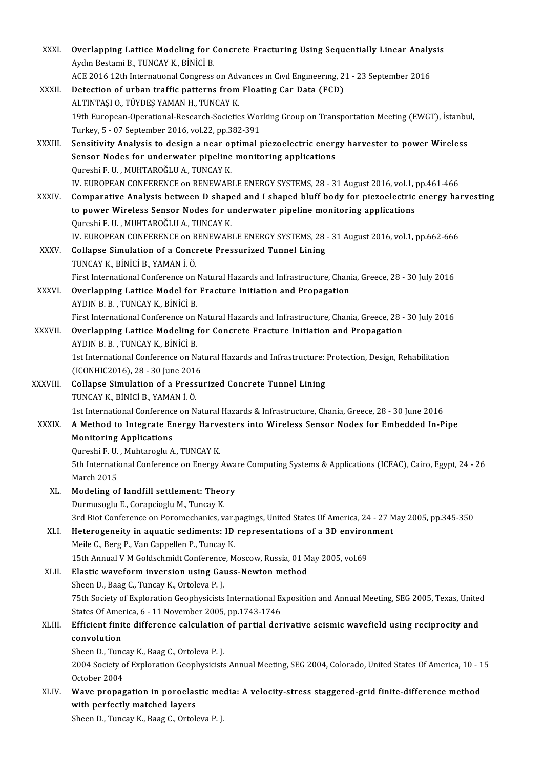XXXI. **Overlapping Lattice Modeling for Concrete Fracturing Using Sequentially Linear Analysis**
Aydın Bestami B., TUNCAY K., BİNİCİ B.
ACE 2016 12th International Congress on Advances ın Cıvıl Engıneerıng, 21 - 23 September 2016

XXXII. **Detection of urban traffic patterns from Floating Car Data (FCD)**
ALTINTAŞI O., TÜYDEŞ YAMAN H., TUNCAY K.
19th European-Operational-Research-Societies Working Group on Transportation Meeting (EWGT), İstanbul, Turkey, 5 - 07 September 2016, vol.22, pp.382-391

XXXIII. **Sensitivity Analysis to design a near optimal piezoelectric energy harvester to power Wireless Sensor Nodes for underwater pipeline monitoring applications**
Qureshi F. U. , MUHTAROĞLU A., TUNCAY K.
IV. EUROPEAN CONFERENCE on RENEWABLE ENERGY SYSTEMS, 28 - 31 August 2016, vol.1, pp.461-466

XXXIV. **Comparative Analysis between D shaped and I shaped bluff body for piezoelectric energy harvesting to power Wireless Sensor Nodes for underwater pipeline monitoring applications**
Qureshi F. U. , MUHTAROĞLU A., TUNCAY K.
IV. EUROPEAN CONFERENCE on RENEWABLE ENERGY SYSTEMS, 28 - 31 August 2016, vol.1, pp.662-666

XXXV. **Collapse Simulation of a Concrete Pressurized Tunnel Lining**
TUNCAY K., BİNİCİ B., YAMAN İ. Ö.
First International Conference on Natural Hazards and Infrastructure, Chania, Greece, 28 - 30 July 2016

XXXVI. **Overlapping Lattice Model for Fracture Initiation and Propagation**
AYDIN B. B. , TUNCAY K., BİNİCİ B.
First International Conference on Natural Hazards and Infrastructure, Chania, Greece, 28 - 30 July 2016

XXXVII. **Overlapping Lattice Modeling for Concrete Fracture Initiation and Propagation**
AYDIN B. B. , TUNCAY K., BİNİCİ B.
1st International Conference on Natural Hazards and Infrastructure: Protection, Design, Rehabilitation (ICONHIC2016), 28 - 30 June 2016

XXXVIII. **Collapse Simulation of a Pressurized Concrete Tunnel Lining**
TUNCAY K., BİNİCİ B., YAMAN İ. Ö.
1st International Conference on Natural Hazards & Infrastructure, Chania, Greece, 28 - 30 June 2016

XXXIX. **A Method to Integrate Energy Harvesters into Wireless Sensor Nodes for Embedded In-Pipe Monitoring Applications**
Qureshi F. U. , Muhtaroglu A., TUNCAY K.
5th International Conference on Energy Aware Computing Systems & Applications (ICEAC), Cairo, Egypt, 24 - 26 March 2015

XL. **Modeling of landfill settlement: Theory**
Durmusoglu E., Corapcioglu M., Tuncay K.
3rd Biot Conference on Poromechanics, var.pagings, United States Of America, 24 - 27 May 2005, pp.345-350

XLI. **Heterogeneity in aquatic sediments: ID representations of a 3D environment**
Meile C., Berg P., Van Cappellen P., Tuncay K.
15th Annual V M Goldschmidt Conference, Moscow, Russia, 01 May 2005, vol.69

XLII. **Elastic waveform inversion using Gauss-Newton method**
Sheen D., Baag C., Tuncay K., Ortoleva P. J.
75th Society of Exploration Geophysicists International Exposition and Annual Meeting, SEG 2005, Texas, United States Of America, 6 - 11 November 2005, pp.1743-1746

XLIII. **Efficient finite difference calculation of partial derivative seismic wavefield using reciprocity and convolution**
Sheen D., Tuncay K., Baag C., Ortoleva P. J.
2004 Society of Exploration Geophysicists Annual Meeting, SEG 2004, Colorado, United States Of America, 10 - 15 October 2004

XLIV. **Wave propagation in poroelastic media: A velocity-stress staggered-grid finite-difference method with perfectly matched layers**
Sheen D., Tuncay K., Baag C., Ortoleva P. J.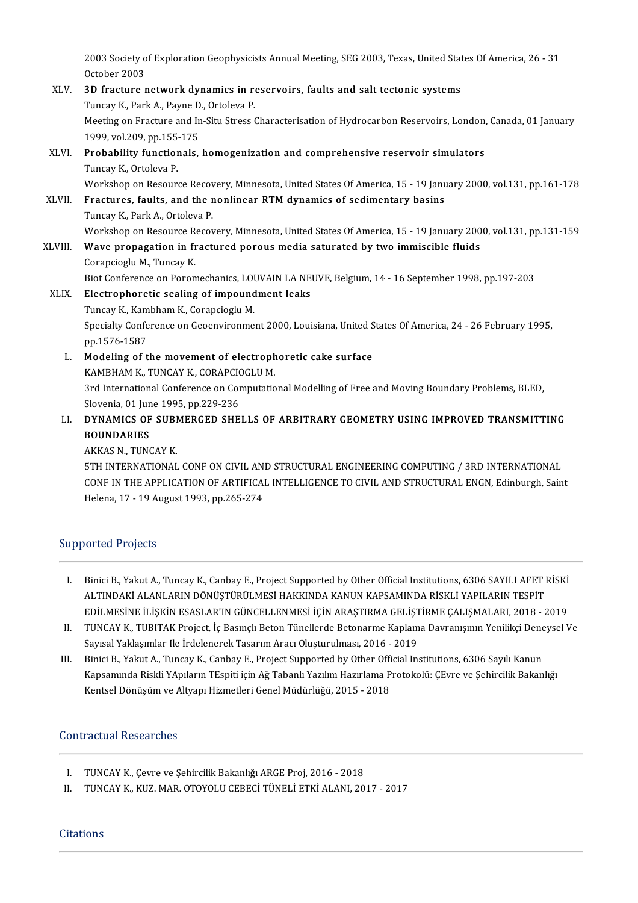2003 Society of Exploration Geophysicists Annual Meeting, SEG 2003, Texas, United States Of America, 26 - 31 October 2003

XLV. **3D fracture network dynamics in reservoirs, faults and salt tectonic systems**
Tuncay K., Park A., Payne D., Ortoleva P.
Meeting on Fracture and In-Situ Stress Characterisation of Hydrocarbon Reservoirs, London, Canada, 01 January 1999, vol.209, pp.155-175

XLVI. **Probability functionals, homogenization and comprehensive reservoir simulators**
Tuncay K., Ortoleva P.
Workshop on Resource Recovery, Minnesota, United States Of America, 15 - 19 January 2000, vol.131, pp.161-178

XLVII. **Fractures, faults, and the nonlinear RTM dynamics of sedimentary basins**
Tuncay K., Park A., Ortoleva P.
Workshop on Resource Recovery, Minnesota, United States Of America, 15 - 19 January 2000, vol.131, pp.131-159

XLVIII. **Wave propagation in fractured porous media saturated by two immiscible fluids**
Corapcioglu M., Tuncay K.
Biot Conference on Poromechanics, LOUVAIN LA NEUVE, Belgium, 14 - 16 September 1998, pp.197-203

XLIX. **Electrophoretic sealing of impoundment leaks**
Tuncay K., Kambham K., Corapcioglu M.
Specialty Conference on Geoenvironment 2000, Louisiana, United States Of America, 24 - 26 February 1995, pp.1576-1587

L. **Modeling of the movement of electrophoretic cake surface**
KAMBHAM K., TUNCAY K., CORAPCIOGLU M.
3rd International Conference on Computational Modelling of Free and Moving Boundary Problems, BLED, Slovenia, 01 June 1995, pp.229-236

LI. **DYNAMICS OF SUBMERGED SHELLS OF ARBITRARY GEOMETRY USING IMPROVED TRANSMITTING BOUNDARIES**
AKKAS N., TUNCAY K.
5TH INTERNATIONAL CONF ON CIVIL AND STRUCTURAL ENGINEERING COMPUTING / 3RD INTERNATIONAL CONF IN THE APPLICATION OF ARTIFICAL INTELLIGENCE TO CIVIL AND STRUCTURAL ENGN, Edinburgh, Saint Helena, 17 - 19 August 1993, pp.265-274

## Supported Projects

I. Binici B., Yakut A., Tuncay K., Canbay E., Project Supported by Other Official Institutions, 6306 SAYILI AFET RİSKİ ALTINDAKİ ALANLARIN DÖNÜŞTÜRÜLMESİ HAKKINDA KANUN KAPSAMINDA RİSKLİ YAPILARIN TESPİT EDİLMESİNE İLİŞKİN ESASLAR'IN GÜNCELLENMESİ İÇİN ARAŞTIRMA GELİŞTİRME ÇALIŞMALARI, 2018 - 2019

II. TUNCAY K., TUBITAK Project, İç Basınçlı Beton Tünellerde Betonarme Kaplama Davranışının Yenilikçi Deneysel Ve Sayısal Yaklaşımlar Ile İrdelenerek Tasarım Aracı Oluşturulması, 2016 - 2019

III. Binici B., Yakut A., Tuncay K., Canbay E., Project Supported by Other Official Institutions, 6306 Sayılı Kanun Kapsamında Riskli YApıların TEspiti için Ağ Tabanlı Yazılım Hazırlama Protokolü: ÇEvre ve Şehircilik Bakanlığı Kentsel Dönüşüm ve Altyapı Hizmetleri Genel Müdürlüğü, 2015 - 2018

## Contractual Researches

I. TUNCAY K., Çevre ve Şehircilik Bakanlığı ARGE Proj, 2016 - 2018

II. TUNCAY K., KUZ. MAR. OTOYOLU CEBECİ TÜNELİ ETKİ ALANI, 2017 - 2017

## Citations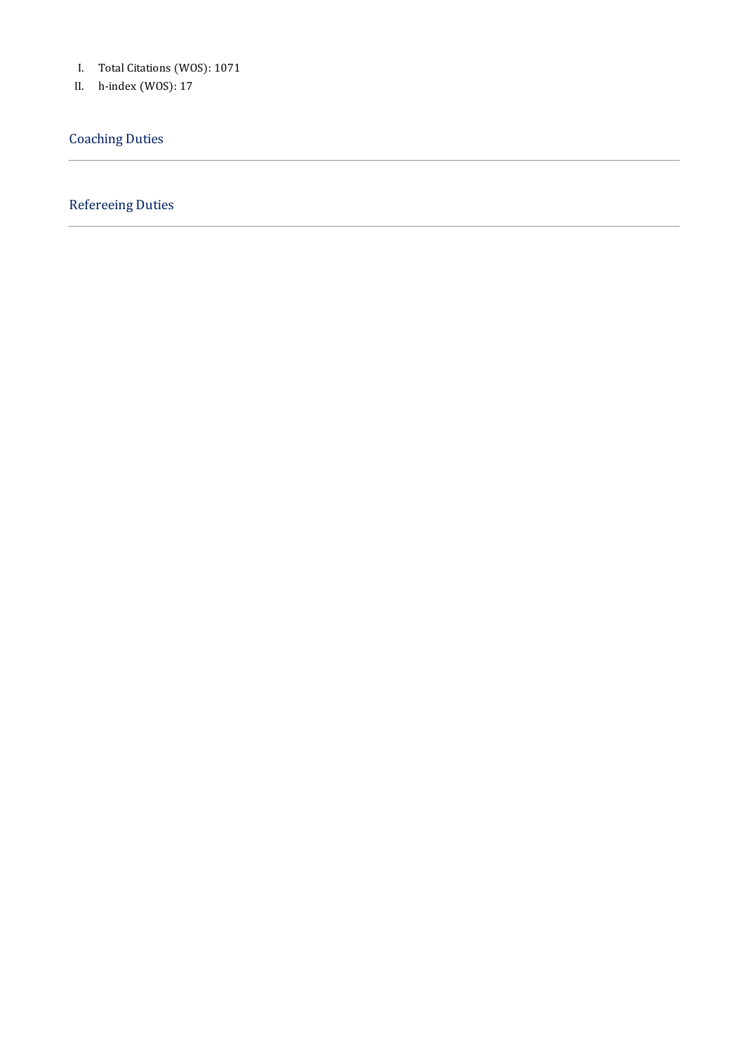I. Total Citations (WOS): 1071
II. h-index (WOS): 17

## Coaching Duties

---

## Refereeing Duties

---